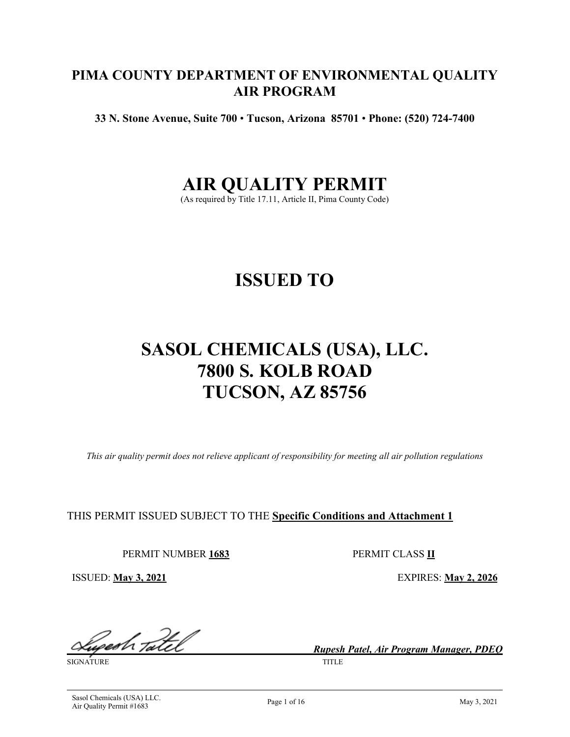**PIMA COUNTY DEPARTMENT OF ENVIRONMENTAL QUALITY**
**AIR PROGRAM**

**33 N. Stone Avenue, Suite 700 • Tucson, Arizona 85701 • Phone: (520) 724-7400**

# AIR QUALITY PERMIT

(As required by Title 17.11, Article II, Pima County Code)

# ISSUED TO

# SASOL CHEMICALS (USA), LLC.
# 7800 S. KOLB ROAD
# TUCSON, AZ 85756

*This air quality permit does not relieve applicant of responsibility for meeting all air pollution regulations*

THIS PERMIT ISSUED SUBJECT TO THE **Specific Conditions and Attachment 1**

PERMIT NUMBER **1683** PERMIT CLASS **II**

ISSUED: **May 3, 2021** EXPIRES: **May 2, 2026**

Rupesh Patel ***Rupesh Patel, Air Program Manager, PDEQ***

SIGNATURE TITLE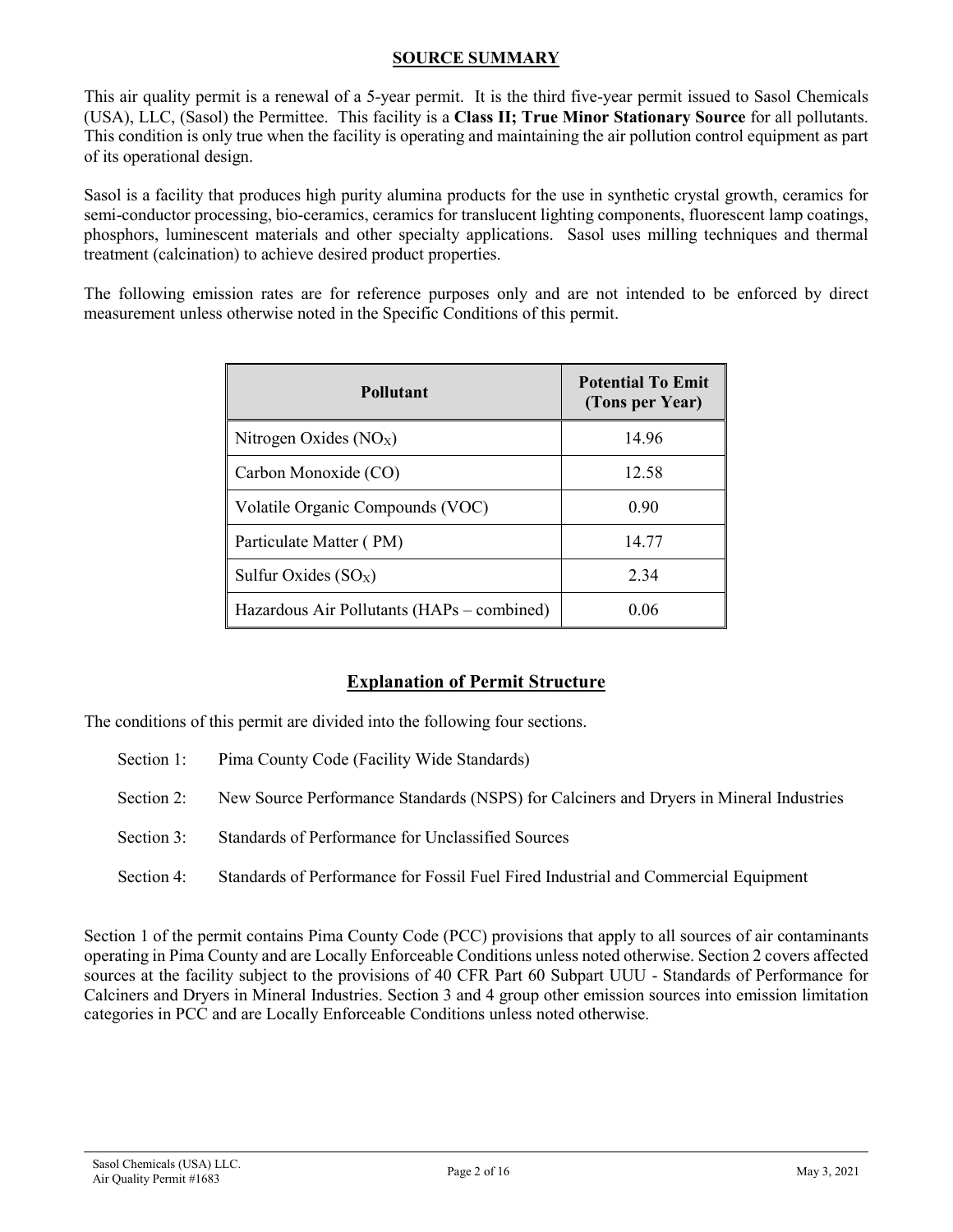## SOURCE SUMMARY

This air quality permit is a renewal of a 5-year permit. It is the third five-year permit issued to Sasol Chemicals (USA), LLC, (Sasol) the Permittee. This facility is a **Class II; True Minor Stationary Source** for all pollutants. This condition is only true when the facility is operating and maintaining the air pollution control equipment as part of its operational design.

Sasol is a facility that produces high purity alumina products for the use in synthetic crystal growth, ceramics for semi-conductor processing, bio-ceramics, ceramics for translucent lighting components, fluorescent lamp coatings, phosphors, luminescent materials and other specialty applications. Sasol uses milling techniques and thermal treatment (calcination) to achieve desired product properties.

The following emission rates are for reference purposes only and are not intended to be enforced by direct measurement unless otherwise noted in the Specific Conditions of this permit.

| Pollutant | Potential To Emit (Tons per Year) |
|---|---|
| Nitrogen Oxides ($NO_X$) | 14.96 |
| Carbon Monoxide (CO) | 12.58 |
| Volatile Organic Compounds (VOC) | 0.90 |
| Particulate Matter ( PM) | 14.77 |
| Sulfur Oxides ($SO_X$) | 2.34 |
| Hazardous Air Pollutants (HAPs – combined) | 0.06 |

## Explanation of Permit Structure

The conditions of this permit are divided into the following four sections.

- Section 1: Pima County Code (Facility Wide Standards)
- Section 2: New Source Performance Standards (NSPS) for Calciners and Dryers in Mineral Industries
- Section 3: Standards of Performance for Unclassified Sources
- Section 4: Standards of Performance for Fossil Fuel Fired Industrial and Commercial Equipment

Section 1 of the permit contains Pima County Code (PCC) provisions that apply to all sources of air contaminants operating in Pima County and are Locally Enforceable Conditions unless noted otherwise. Section 2 covers affected sources at the facility subject to the provisions of 40 CFR Part 60 Subpart UUU - Standards of Performance for Calciners and Dryers in Mineral Industries. Section 3 and 4 group other emission sources into emission limitation categories in PCC and are Locally Enforceable Conditions unless noted otherwise.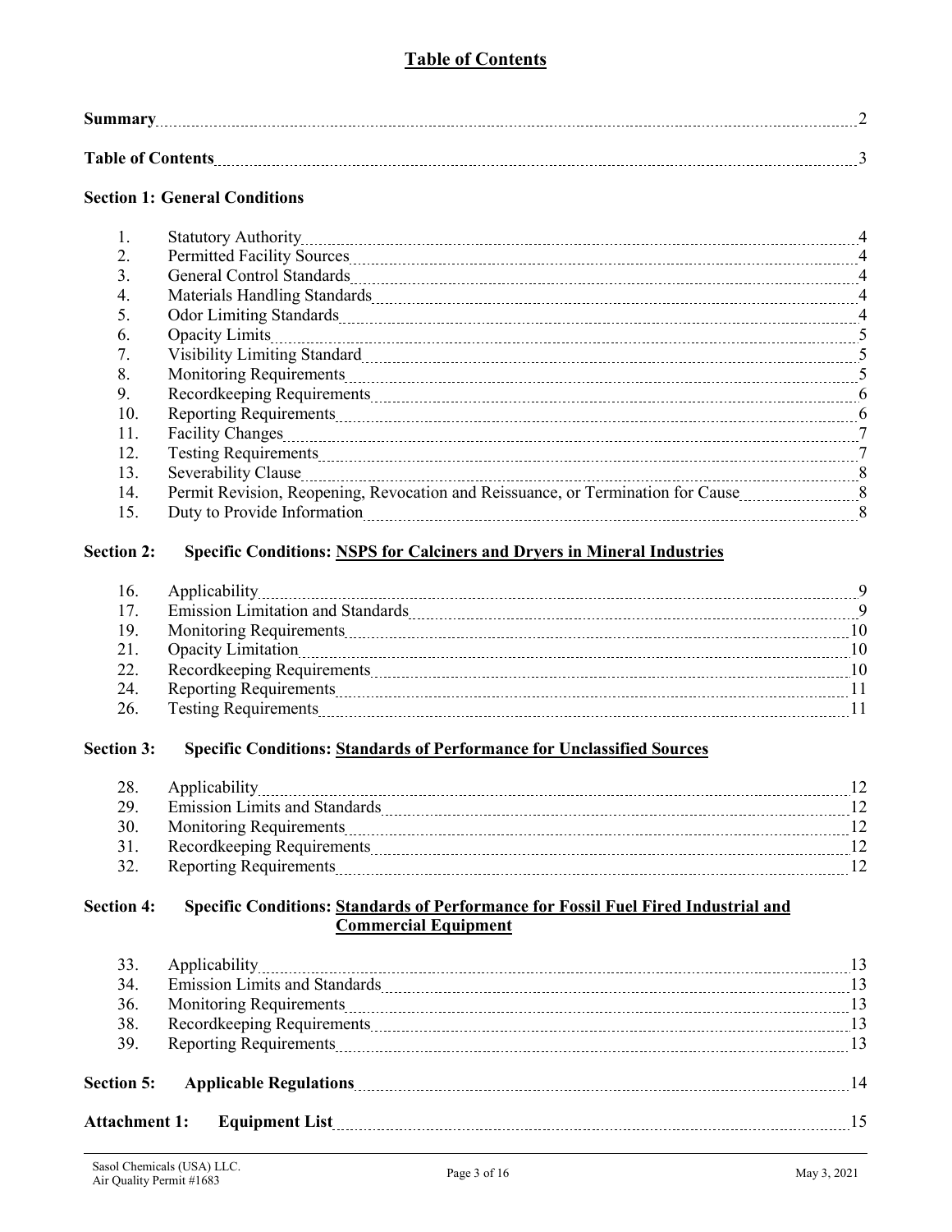## Table of Contents

| | |
|---|---|
| **Summary** | 2 |
| **Table of Contents** | 3 |

### Section 1: General Conditions

| | | |
|---|---|---|
| 1. | Statutory Authority | 4 |
| 2. | Permitted Facility Sources | 4 |
| 3. | General Control Standards | 4 |
| 4. | Materials Handling Standards | 4 |
| 5. | Odor Limiting Standards | 4 |
| 6. | Opacity Limits | 5 |
| 7. | Visibility Limiting Standard | 5 |
| 8. | Monitoring Requirements | 5 |
| 9. | Recordkeeping Requirements | 6 |
| 10. | Reporting Requirements | 6 |
| 11. | Facility Changes | 7 |
| 12. | Testing Requirements | 7 |
| 13. | Severability Clause | 8 |
| 14. | Permit Revision, Reopening, Revocation and Reissuance, or Termination for Cause | 8 |
| 15. | Duty to Provide Information | 8 |

### Section 2: Specific Conditions: NSPS for Calciners and Dryers in Mineral Industries

| | | |
|---|---|---|
| 16. | Applicability | 9 |
| 17. | Emission Limitation and Standards | 9 |
| 19. | Monitoring Requirements | 10 |
| 21. | Opacity Limitation | 10 |
| 22. | Recordkeeping Requirements | 10 |
| 24. | Reporting Requirements | 11 |
| 26. | Testing Requirements | 11 |

### Section 3: Specific Conditions: Standards of Performance for Unclassified Sources

| | | |
|---|---|---|
| 28. | Applicability | 12 |
| 29. | Emission Limits and Standards | 12 |
| 30. | Monitoring Requirements | 12 |
| 31. | Recordkeeping Requirements | 12 |
| 32. | Reporting Requirements | 12 |

### Section 4: Specific Conditions: Standards of Performance for Fossil Fuel Fired Industrial and Commercial Equipment

| | | |
|---|---|---|
| 33. | Applicability | 13 |
| 34. | Emission Limits and Standards | 13 |
| 36. | Monitoring Requirements | 13 |
| 38. | Recordkeeping Requirements | 13 |
| 39. | Reporting Requirements | 13 |

| | |
|---|---|
| **Section 5: Applicable Regulations** | 14 |
| **Attachment 1: Equipment List** | 15 |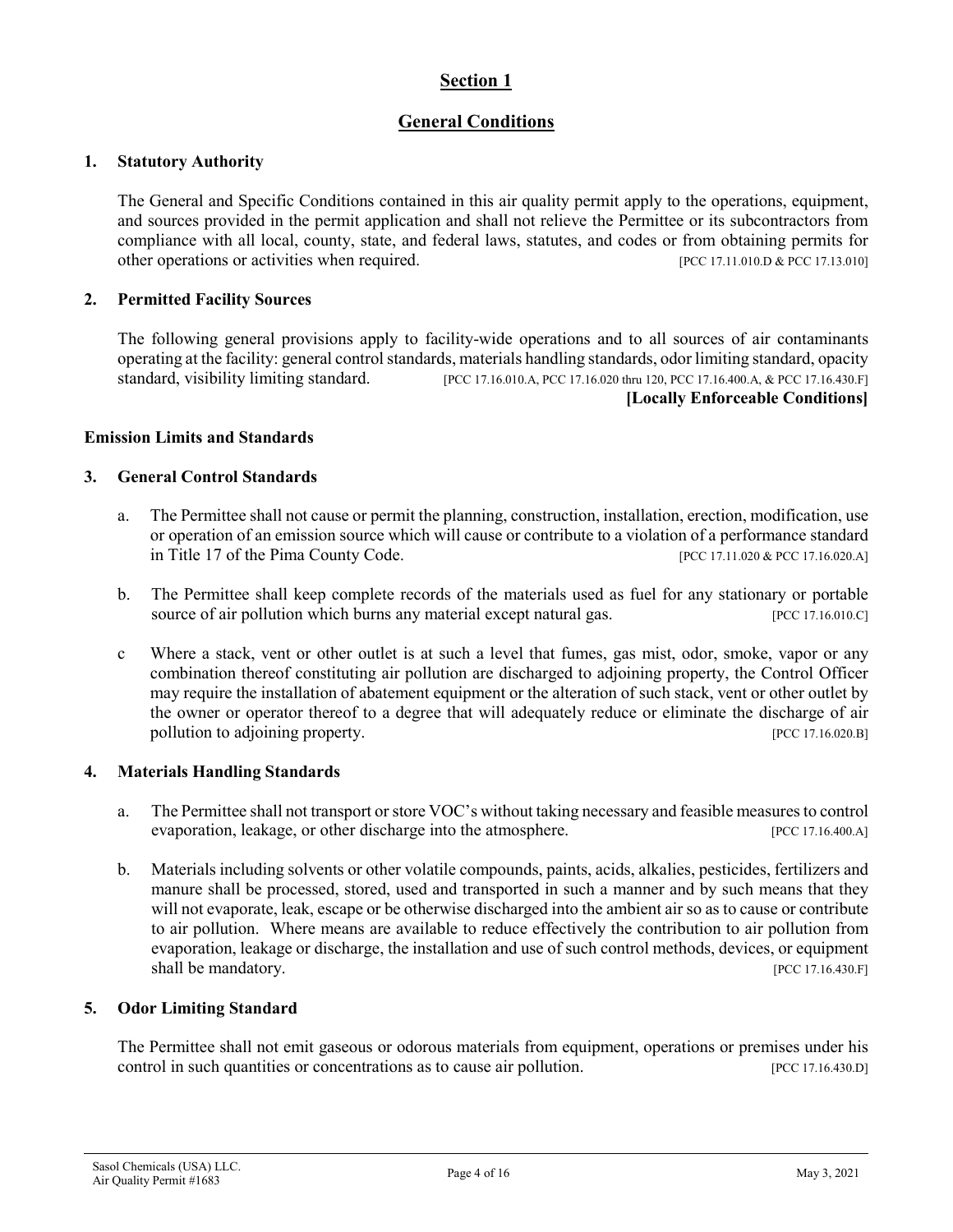# Section 1

## General Conditions

### 1. Statutory Authority

The General and Specific Conditions contained in this air quality permit apply to the operations, equipment, and sources provided in the permit application and shall not relieve the Permittee or its subcontractors from compliance with all local, county, state, and federal laws, statutes, and codes or from obtaining permits for other operations or activities when required. [PCC 17.11.010.D & PCC 17.13.010]

### 2. Permitted Facility Sources

The following general provisions apply to facility-wide operations and to all sources of air contaminants operating at the facility: general control standards, materials handling standards, odor limiting standard, opacity standard, visibility limiting standard. [PCC 17.16.010.A, PCC 17.16.020 thru 120, PCC 17.16.400.A, & PCC 17.16.430.F]

**[Locally Enforceable Conditions]**

### Emission Limits and Standards

### 3. General Control Standards

a. The Permittee shall not cause or permit the planning, construction, installation, erection, modification, use or operation of an emission source which will cause or contribute to a violation of a performance standard in Title 17 of the Pima County Code. [PCC 17.11.020 & PCC 17.16.020.A]

b. The Permittee shall keep complete records of the materials used as fuel for any stationary or portable source of air pollution which burns any material except natural gas. [PCC 17.16.010.C]

c Where a stack, vent or other outlet is at such a level that fumes, gas mist, odor, smoke, vapor or any combination thereof constituting air pollution are discharged to adjoining property, the Control Officer may require the installation of abatement equipment or the alteration of such stack, vent or other outlet by the owner or operator thereof to a degree that will adequately reduce or eliminate the discharge of air pollution to adjoining property. [PCC 17.16.020.B]

### 4. Materials Handling Standards

a. The Permittee shall not transport or store VOC's without taking necessary and feasible measures to control evaporation, leakage, or other discharge into the atmosphere. [PCC 17.16.400.A]

b. Materials including solvents or other volatile compounds, paints, acids, alkalies, pesticides, fertilizers and manure shall be processed, stored, used and transported in such a manner and by such means that they will not evaporate, leak, escape or be otherwise discharged into the ambient air so as to cause or contribute to air pollution. Where means are available to reduce effectively the contribution to air pollution from evaporation, leakage or discharge, the installation and use of such control methods, devices, or equipment shall be mandatory. [PCC 17.16.430.F]

### 5. Odor Limiting Standard

The Permittee shall not emit gaseous or odorous materials from equipment, operations or premises under his control in such quantities or concentrations as to cause air pollution. [PCC 17.16.430.D]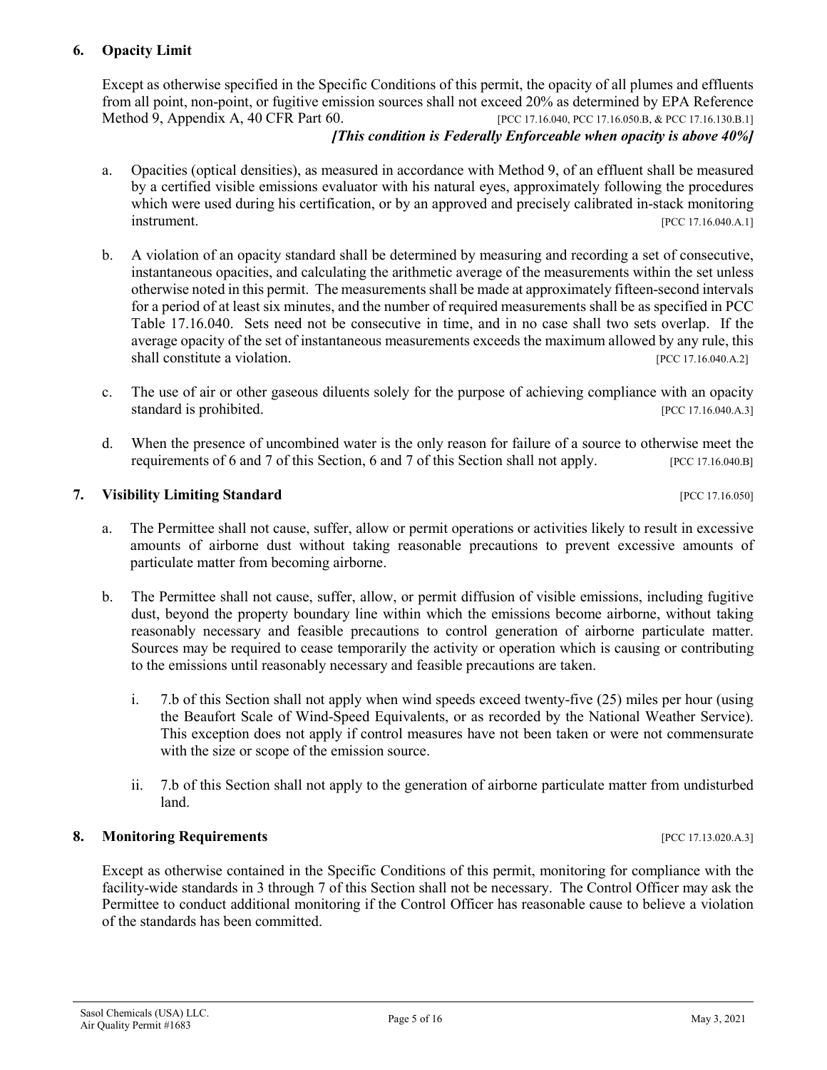## 6. Opacity Limit

Except as otherwise specified in the Specific Conditions of this permit, the opacity of all plumes and effluents from all point, non-point, or fugitive emission sources shall not exceed 20% as determined by EPA Reference Method 9, Appendix A, 40 CFR Part 60. [PCC 17.16.040, PCC 17.16.050.B, & PCC 17.16.130.B.1]

***[This condition is Federally Enforceable when opacity is above 40%]***

a. Opacities (optical densities), as measured in accordance with Method 9, of an effluent shall be measured by a certified visible emissions evaluator with his natural eyes, approximately following the procedures which were used during his certification, or by an approved and precisely calibrated in-stack monitoring instrument. [PCC 17.16.040.A.1]

b. A violation of an opacity standard shall be determined by measuring and recording a set of consecutive, instantaneous opacities, and calculating the arithmetic average of the measurements within the set unless otherwise noted in this permit. The measurements shall be made at approximately fifteen-second intervals for a period of at least six minutes, and the number of required measurements shall be as specified in PCC Table 17.16.040. Sets need not be consecutive in time, and in no case shall two sets overlap. If the average opacity of the set of instantaneous measurements exceeds the maximum allowed by any rule, this shall constitute a violation. [PCC 17.16.040.A.2]

c. The use of air or other gaseous diluents solely for the purpose of achieving compliance with an opacity standard is prohibited. [PCC 17.16.040.A.3]

d. When the presence of uncombined water is the only reason for failure of a source to otherwise meet the requirements of 6 and 7 of this Section, 6 and 7 of this Section shall not apply. [PCC 17.16.040.B]

## 7. Visibility Limiting Standard [PCC 17.16.050]

a. The Permittee shall not cause, suffer, allow or permit operations or activities likely to result in excessive amounts of airborne dust without taking reasonable precautions to prevent excessive amounts of particulate matter from becoming airborne.

b. The Permittee shall not cause, suffer, allow, or permit diffusion of visible emissions, including fugitive dust, beyond the property boundary line within which the emissions become airborne, without taking reasonably necessary and feasible precautions to control generation of airborne particulate matter. Sources may be required to cease temporarily the activity or operation which is causing or contributing to the emissions until reasonably necessary and feasible precautions are taken.

   i. 7.b of this Section shall not apply when wind speeds exceed twenty-five (25) miles per hour (using the Beaufort Scale of Wind-Speed Equivalents, or as recorded by the National Weather Service). This exception does not apply if control measures have not been taken or were not commensurate with the size or scope of the emission source.

   ii. 7.b of this Section shall not apply to the generation of airborne particulate matter from undisturbed land.

## 8. Monitoring Requirements [PCC 17.13.020.A.3]

Except as otherwise contained in the Specific Conditions of this permit, monitoring for compliance with the facility-wide standards in 3 through 7 of this Section shall not be necessary. The Control Officer may ask the Permittee to conduct additional monitoring if the Control Officer has reasonable cause to believe a violation of the standards has been committed.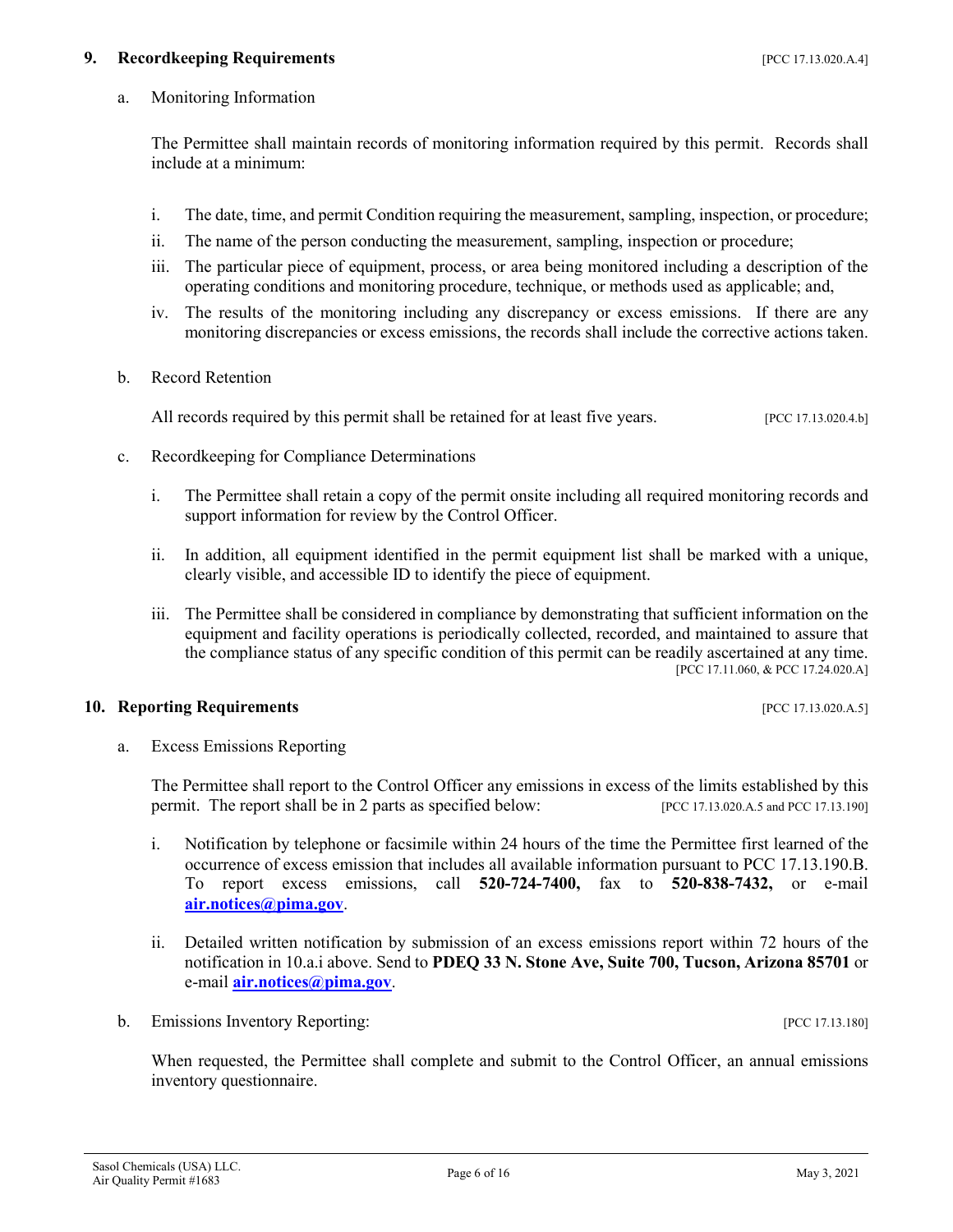## 9. Recordkeeping Requirements [PCC 17.13.020.A.4]

a. Monitoring Information

The Permittee shall maintain records of monitoring information required by this permit. Records shall include at a minimum:

i. The date, time, and permit Condition requiring the measurement, sampling, inspection, or procedure;

ii. The name of the person conducting the measurement, sampling, inspection or procedure;

iii. The particular piece of equipment, process, or area being monitored including a description of the operating conditions and monitoring procedure, technique, or methods used as applicable; and,

iv. The results of the monitoring including any discrepancy or excess emissions. If there are any monitoring discrepancies or excess emissions, the records shall include the corrective actions taken.

b. Record Retention

All records required by this permit shall be retained for at least five years. [PCC 17.13.020.4.b]

c. Recordkeeping for Compliance Determinations

i. The Permittee shall retain a copy of the permit onsite including all required monitoring records and support information for review by the Control Officer.

ii. In addition, all equipment identified in the permit equipment list shall be marked with a unique, clearly visible, and accessible ID to identify the piece of equipment.

iii. The Permittee shall be considered in compliance by demonstrating that sufficient information on the equipment and facility operations is periodically collected, recorded, and maintained to assure that the compliance status of any specific condition of this permit can be readily ascertained at any time. [PCC 17.11.060, & PCC 17.24.020.A]

## 10. Reporting Requirements [PCC 17.13.020.A.5]

a. Excess Emissions Reporting

The Permittee shall report to the Control Officer any emissions in excess of the limits established by this permit. The report shall be in 2 parts as specified below: [PCC 17.13.020.A.5 and PCC 17.13.190]

i. Notification by telephone or facsimile within 24 hours of the time the Permittee first learned of the occurrence of excess emission that includes all available information pursuant to PCC 17.13.190.B. To report excess emissions, call **520-724-7400,** fax to **520-838-7432,** or e-mail **air.notices@pima.gov**.

ii. Detailed written notification by submission of an excess emissions report within 72 hours of the notification in 10.a.i above. Send to **PDEQ 33 N. Stone Ave, Suite 700, Tucson, Arizona 85701** or e-mail **air.notices@pima.gov**.

b. Emissions Inventory Reporting: [PCC 17.13.180]

When requested, the Permittee shall complete and submit to the Control Officer, an annual emissions inventory questionnaire.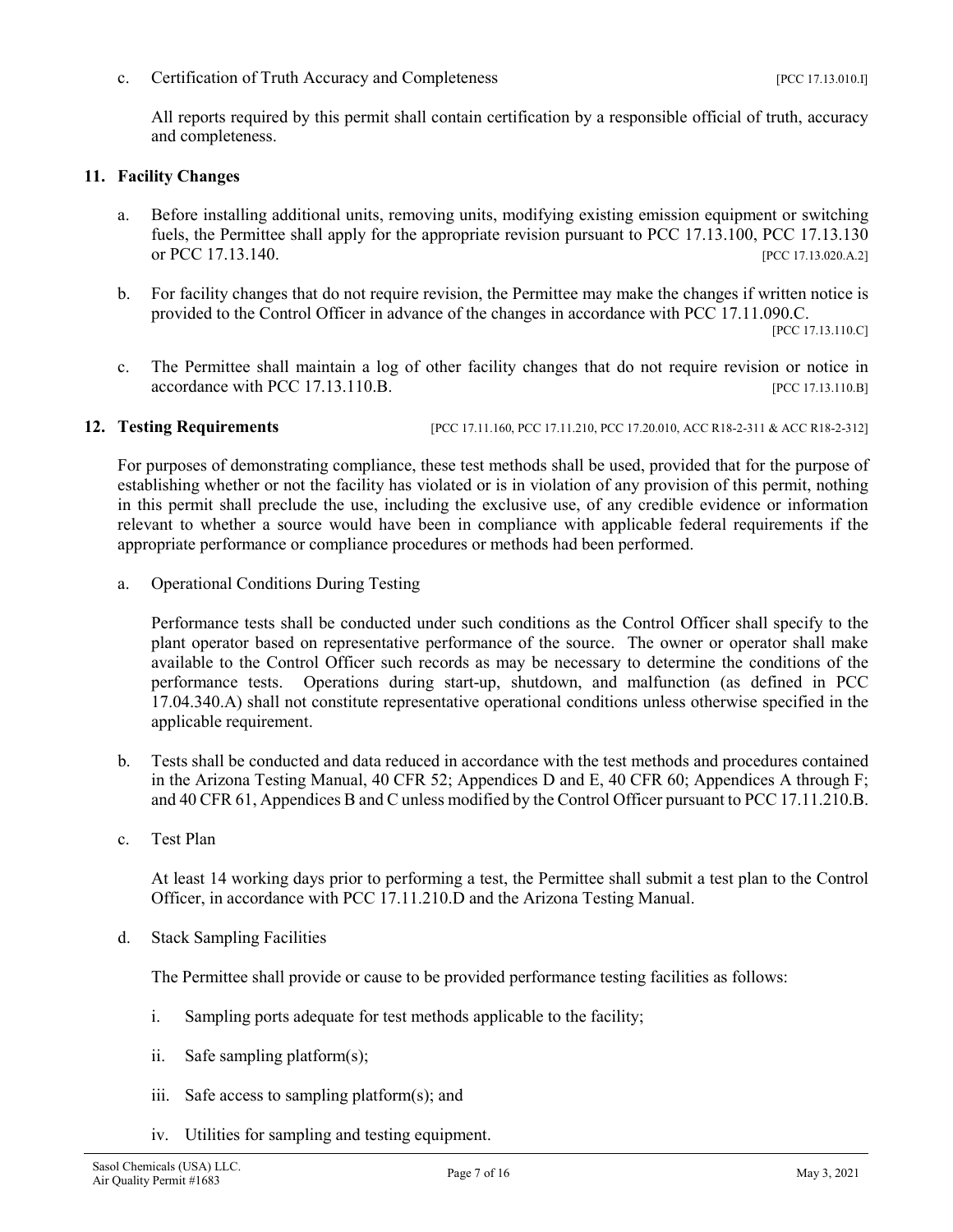c. Certification of Truth Accuracy and Completeness [PCC 17.13.010.I]

All reports required by this permit shall contain certification by a responsible official of truth, accuracy and completeness.

**11. Facility Changes**

a. Before installing additional units, removing units, modifying existing emission equipment or switching fuels, the Permittee shall apply for the appropriate revision pursuant to PCC 17.13.100, PCC 17.13.130 or PCC 17.13.140. [PCC 17.13.020.A.2]

b. For facility changes that do not require revision, the Permittee may make the changes if written notice is provided to the Control Officer in advance of the changes in accordance with PCC 17.11.090.C. [PCC 17.13.110.C]

c. The Permittee shall maintain a log of other facility changes that do not require revision or notice in accordance with PCC 17.13.110.B. [PCC 17.13.110.B]

**12. Testing Requirements** [PCC 17.11.160, PCC 17.11.210, PCC 17.20.010, ACC R18-2-311 & ACC R18-2-312]

For purposes of demonstrating compliance, these test methods shall be used, provided that for the purpose of establishing whether or not the facility has violated or is in violation of any provision of this permit, nothing in this permit shall preclude the use, including the exclusive use, of any credible evidence or information relevant to whether a source would have been in compliance with applicable federal requirements if the appropriate performance or compliance procedures or methods had been performed.

a. Operational Conditions During Testing

Performance tests shall be conducted under such conditions as the Control Officer shall specify to the plant operator based on representative performance of the source. The owner or operator shall make available to the Control Officer such records as may be necessary to determine the conditions of the performance tests. Operations during start-up, shutdown, and malfunction (as defined in PCC 17.04.340.A) shall not constitute representative operational conditions unless otherwise specified in the applicable requirement.

b. Tests shall be conducted and data reduced in accordance with the test methods and procedures contained in the Arizona Testing Manual, 40 CFR 52; Appendices D and E, 40 CFR 60; Appendices A through F; and 40 CFR 61, Appendices B and C unless modified by the Control Officer pursuant to PCC 17.11.210.B.

c. Test Plan

At least 14 working days prior to performing a test, the Permittee shall submit a test plan to the Control Officer, in accordance with PCC 17.11.210.D and the Arizona Testing Manual.

d. Stack Sampling Facilities

The Permittee shall provide or cause to be provided performance testing facilities as follows:

i. Sampling ports adequate for test methods applicable to the facility;

ii. Safe sampling platform(s);

iii. Safe access to sampling platform(s); and

iv. Utilities for sampling and testing equipment.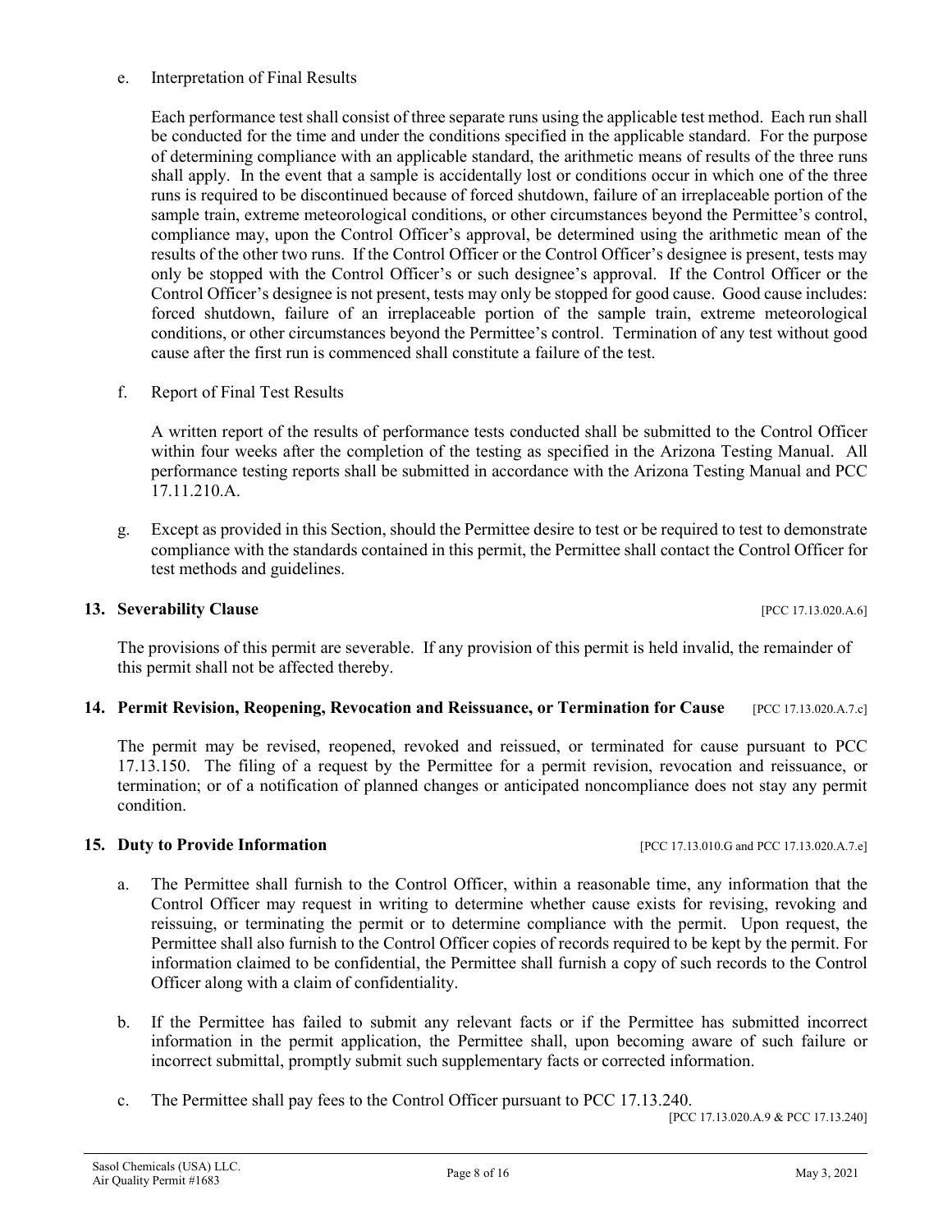e. Interpretation of Final Results

Each performance test shall consist of three separate runs using the applicable test method. Each run shall be conducted for the time and under the conditions specified in the applicable standard. For the purpose of determining compliance with an applicable standard, the arithmetic means of results of the three runs shall apply. In the event that a sample is accidentally lost or conditions occur in which one of the three runs is required to be discontinued because of forced shutdown, failure of an irreplaceable portion of the sample train, extreme meteorological conditions, or other circumstances beyond the Permittee's control, compliance may, upon the Control Officer's approval, be determined using the arithmetic mean of the results of the other two runs. If the Control Officer or the Control Officer's designee is present, tests may only be stopped with the Control Officer's or such designee's approval. If the Control Officer or the Control Officer's designee is not present, tests may only be stopped for good cause. Good cause includes: forced shutdown, failure of an irreplaceable portion of the sample train, extreme meteorological conditions, or other circumstances beyond the Permittee's control. Termination of any test without good cause after the first run is commenced shall constitute a failure of the test.

f. Report of Final Test Results

A written report of the results of performance tests conducted shall be submitted to the Control Officer within four weeks after the completion of the testing as specified in the Arizona Testing Manual. All performance testing reports shall be submitted in accordance with the Arizona Testing Manual and PCC 17.11.210.A.

g. Except as provided in this Section, should the Permittee desire to test or be required to test to demonstrate compliance with the standards contained in this permit, the Permittee shall contact the Control Officer for test methods and guidelines.

**13. Severability Clause** [PCC 17.13.020.A.6]

The provisions of this permit are severable. If any provision of this permit is held invalid, the remainder of this permit shall not be affected thereby.

**14. Permit Revision, Reopening, Revocation and Reissuance, or Termination for Cause** [PCC 17.13.020.A.7.c]

The permit may be revised, reopened, revoked and reissued, or terminated for cause pursuant to PCC 17.13.150. The filing of a request by the Permittee for a permit revision, revocation and reissuance, or termination; or of a notification of planned changes or anticipated noncompliance does not stay any permit condition.

**15. Duty to Provide Information** [PCC 17.13.010.G and PCC 17.13.020.A.7.e]

a. The Permittee shall furnish to the Control Officer, within a reasonable time, any information that the Control Officer may request in writing to determine whether cause exists for revising, revoking and reissuing, or terminating the permit or to determine compliance with the permit. Upon request, the Permittee shall also furnish to the Control Officer copies of records required to be kept by the permit. For information claimed to be confidential, the Permittee shall furnish a copy of such records to the Control Officer along with a claim of confidentiality.

b. If the Permittee has failed to submit any relevant facts or if the Permittee has submitted incorrect information in the permit application, the Permittee shall, upon becoming aware of such failure or incorrect submittal, promptly submit such supplementary facts or corrected information.

c. The Permittee shall pay fees to the Control Officer pursuant to PCC 17.13.240.

[PCC 17.13.020.A.9 & PCC 17.13.240]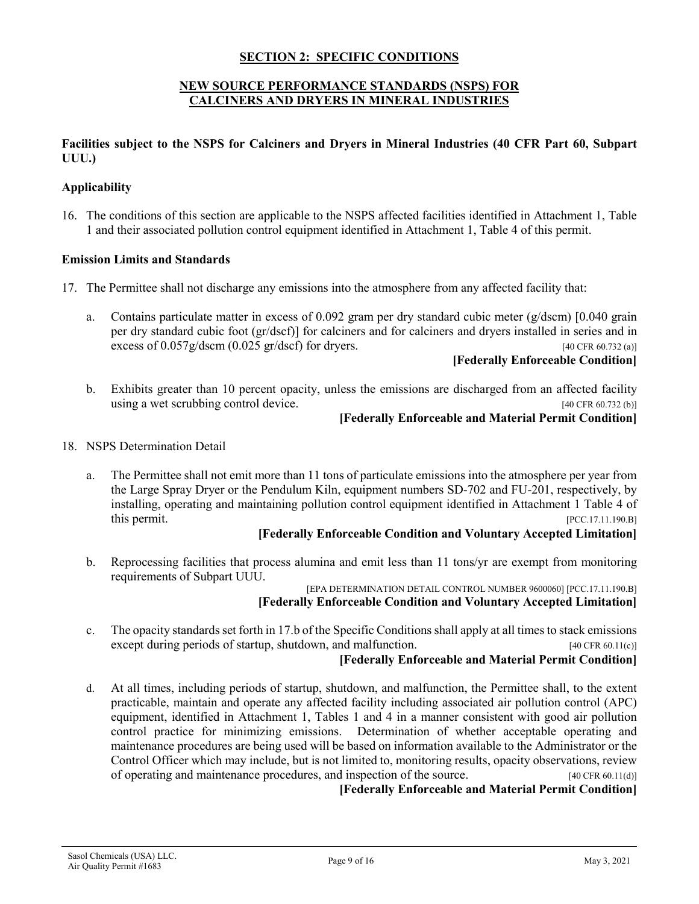## SECTION 2: SPECIFIC CONDITIONS

## NEW SOURCE PERFORMANCE STANDARDS (NSPS) FOR CALCINERS AND DRYERS IN MINERAL INDUSTRIES

**Facilities subject to the NSPS for Calciners and Dryers in Mineral Industries (40 CFR Part 60, Subpart UUU.)**

**Applicability**

16. The conditions of this section are applicable to the NSPS affected facilities identified in Attachment 1, Table 1 and their associated pollution control equipment identified in Attachment 1, Table 4 of this permit.

**Emission Limits and Standards**

17. The Permittee shall not discharge any emissions into the atmosphere from any affected facility that:

    a. Contains particulate matter in excess of 0.092 gram per dry standard cubic meter (g/dscm) [0.040 grain per dry standard cubic foot (gr/dscf)] for calciners and for calciners and dryers installed in series and in excess of 0.057g/dscm (0.025 gr/dscf) for dryers. [40 CFR 60.732 (a)]
    **[Federally Enforceable Condition]**

    b. Exhibits greater than 10 percent opacity, unless the emissions are discharged from an affected facility using a wet scrubbing control device. [40 CFR 60.732 (b)]
    **[Federally Enforceable and Material Permit Condition]**

18. NSPS Determination Detail

    a. The Permittee shall not emit more than 11 tons of particulate emissions into the atmosphere per year from the Large Spray Dryer or the Pendulum Kiln, equipment numbers SD-702 and FU-201, respectively, by installing, operating and maintaining pollution control equipment identified in Attachment 1 Table 4 of this permit. [PCC.17.11.190.B]
    **[Federally Enforceable Condition and Voluntary Accepted Limitation]**

    b. Reprocessing facilities that process alumina and emit less than 11 tons/yr are exempt from monitoring requirements of Subpart UUU.
    [EPA DETERMINATION DETAIL CONTROL NUMBER 9600060] [PCC.17.11.190.B]
    **[Federally Enforceable Condition and Voluntary Accepted Limitation]**

    c. The opacity standards set forth in 17.b of the Specific Conditions shall apply at all times to stack emissions except during periods of startup, shutdown, and malfunction. [40 CFR 60.11(c)]
    **[Federally Enforceable and Material Permit Condition]**

    d. At all times, including periods of startup, shutdown, and malfunction, the Permittee shall, to the extent practicable, maintain and operate any affected facility including associated air pollution control (APC) equipment, identified in Attachment 1, Tables 1 and 4 in a manner consistent with good air pollution control practice for minimizing emissions. Determination of whether acceptable operating and maintenance procedures are being used will be based on information available to the Administrator or the Control Officer which may include, but is not limited to, monitoring results, opacity observations, review of operating and maintenance procedures, and inspection of the source. [40 CFR 60.11(d)]
    **[Federally Enforceable and Material Permit Condition]**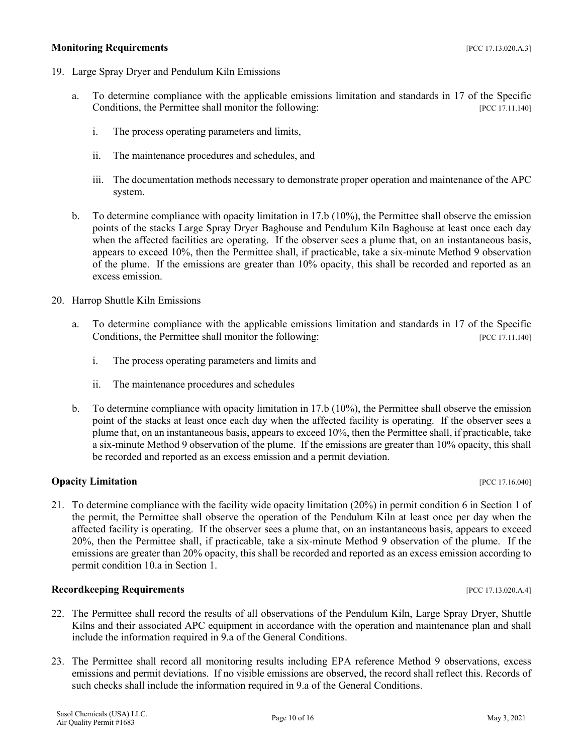**Monitoring Requirements** [PCC 17.13.020.A.3]

19. Large Spray Dryer and Pendulum Kiln Emissions

    a. To determine compliance with the applicable emissions limitation and standards in 17 of the Specific Conditions, the Permittee shall monitor the following: [PCC 17.11.140]

        i. The process operating parameters and limits,

        ii. The maintenance procedures and schedules, and

        iii. The documentation methods necessary to demonstrate proper operation and maintenance of the APC system.

    b. To determine compliance with opacity limitation in 17.b (10%), the Permittee shall observe the emission points of the stacks Large Spray Dryer Baghouse and Pendulum Kiln Baghouse at least once each day when the affected facilities are operating. If the observer sees a plume that, on an instantaneous basis, appears to exceed 10%, then the Permittee shall, if practicable, take a six-minute Method 9 observation of the plume. If the emissions are greater than 10% opacity, this shall be recorded and reported as an excess emission.

20. Harrop Shuttle Kiln Emissions

    a. To determine compliance with the applicable emissions limitation and standards in 17 of the Specific Conditions, the Permittee shall monitor the following: [PCC 17.11.140]

        i. The process operating parameters and limits and

        ii. The maintenance procedures and schedules

    b. To determine compliance with opacity limitation in 17.b (10%), the Permittee shall observe the emission point of the stacks at least once each day when the affected facility is operating. If the observer sees a plume that, on an instantaneous basis, appears to exceed 10%, then the Permittee shall, if practicable, take a six-minute Method 9 observation of the plume. If the emissions are greater than 10% opacity, this shall be recorded and reported as an excess emission and a permit deviation.

**Opacity Limitation** [PCC 17.16.040]

21. To determine compliance with the facility wide opacity limitation (20%) in permit condition 6 in Section 1 of the permit, the Permittee shall observe the operation of the Pendulum Kiln at least once per day when the affected facility is operating. If the observer sees a plume that, on an instantaneous basis, appears to exceed 20%, then the Permittee shall, if practicable, take a six-minute Method 9 observation of the plume. If the emissions are greater than 20% opacity, this shall be recorded and reported as an excess emission according to permit condition 10.a in Section 1.

**Recordkeeping Requirements** [PCC 17.13.020.A.4]

22. The Permittee shall record the results of all observations of the Pendulum Kiln, Large Spray Dryer, Shuttle Kilns and their associated APC equipment in accordance with the operation and maintenance plan and shall include the information required in 9.a of the General Conditions.

23. The Permittee shall record all monitoring results including EPA reference Method 9 observations, excess emissions and permit deviations. If no visible emissions are observed, the record shall reflect this. Records of such checks shall include the information required in 9.a of the General Conditions.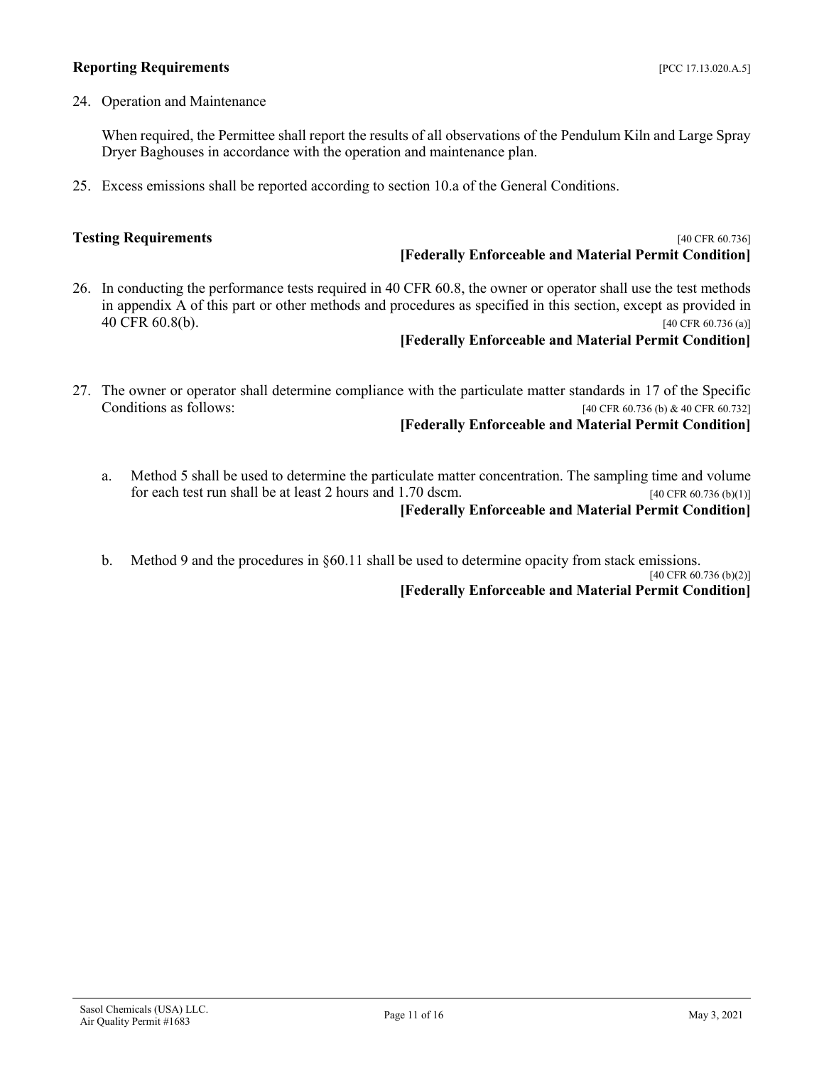**Reporting Requirements** [PCC 17.13.020.A.5]

24. Operation and Maintenance

    When required, the Permittee shall report the results of all observations of the Pendulum Kiln and Large Spray Dryer Baghouses in accordance with the operation and maintenance plan.

25. Excess emissions shall be reported according to section 10.a of the General Conditions.

**Testing Requirements** [40 CFR 60.736]
**[Federally Enforceable and Material Permit Condition]**

26. In conducting the performance tests required in 40 CFR 60.8, the owner or operator shall use the test methods in appendix A of this part or other methods and procedures as specified in this section, except as provided in 40 CFR 60.8(b). [40 CFR 60.736 (a)]
    **[Federally Enforceable and Material Permit Condition]**

27. The owner or operator shall determine compliance with the particulate matter standards in 17 of the Specific Conditions as follows: [40 CFR 60.736 (b) & 40 CFR 60.732]
    **[Federally Enforceable and Material Permit Condition]**

    a. Method 5 shall be used to determine the particulate matter concentration. The sampling time and volume for each test run shall be at least 2 hours and 1.70 dscm. [40 CFR 60.736 (b)(1)]
       **[Federally Enforceable and Material Permit Condition]**

    b. Method 9 and the procedures in §60.11 shall be used to determine opacity from stack emissions. [40 CFR 60.736 (b)(2)]
       **[Federally Enforceable and Material Permit Condition]**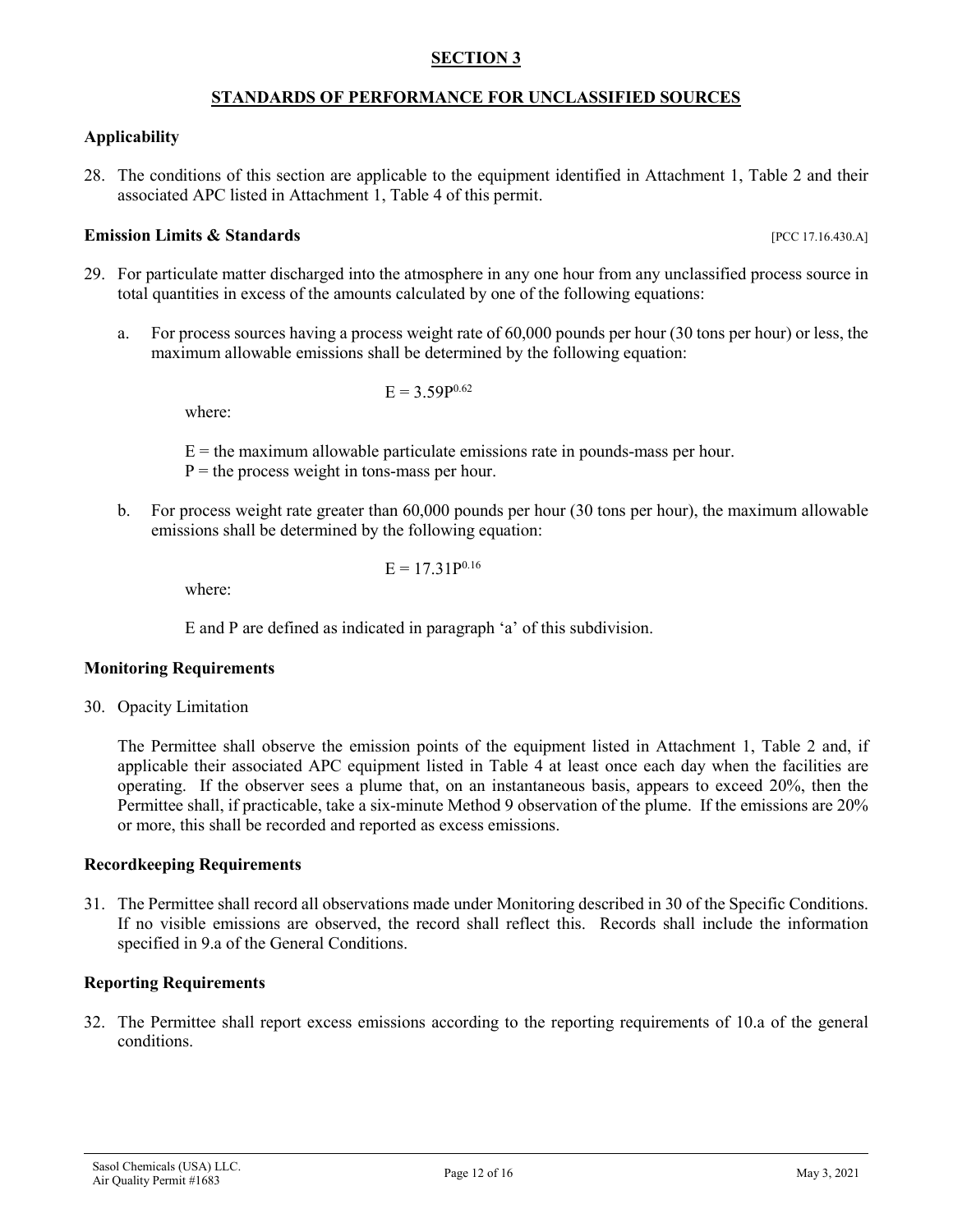## SECTION 3

## STANDARDS OF PERFORMANCE FOR UNCLASSIFIED SOURCES

### Applicability

28. The conditions of this section are applicable to the equipment identified in Attachment 1, Table 2 and their associated APC listed in Attachment 1, Table 4 of this permit.

### Emission Limits & Standards

[PCC 17.16.430.A]

29. For particulate matter discharged into the atmosphere in any one hour from any unclassified process source in total quantities in excess of the amounts calculated by one of the following equations:

    a. For process sources having a process weight rate of 60,000 pounds per hour (30 tons per hour) or less, the maximum allowable emissions shall be determined by the following equation:

    $$E = 3.59P^{0.62}$$

    where:

    E = the maximum allowable particulate emissions rate in pounds-mass per hour.
    P = the process weight in tons-mass per hour.

    b. For process weight rate greater than 60,000 pounds per hour (30 tons per hour), the maximum allowable emissions shall be determined by the following equation:

    $$E = 17.31P^{0.16}$$

    where:

    E and P are defined as indicated in paragraph 'a' of this subdivision.

### Monitoring Requirements

30. Opacity Limitation

    The Permittee shall observe the emission points of the equipment listed in Attachment 1, Table 2 and, if applicable their associated APC equipment listed in Table 4 at least once each day when the facilities are operating. If the observer sees a plume that, on an instantaneous basis, appears to exceed 20%, then the Permittee shall, if practicable, take a six-minute Method 9 observation of the plume. If the emissions are 20% or more, this shall be recorded and reported as excess emissions.

### Recordkeeping Requirements

31. The Permittee shall record all observations made under Monitoring described in 30 of the Specific Conditions. If no visible emissions are observed, the record shall reflect this. Records shall include the information specified in 9.a of the General Conditions.

### Reporting Requirements

32. The Permittee shall report excess emissions according to the reporting requirements of 10.a of the general conditions.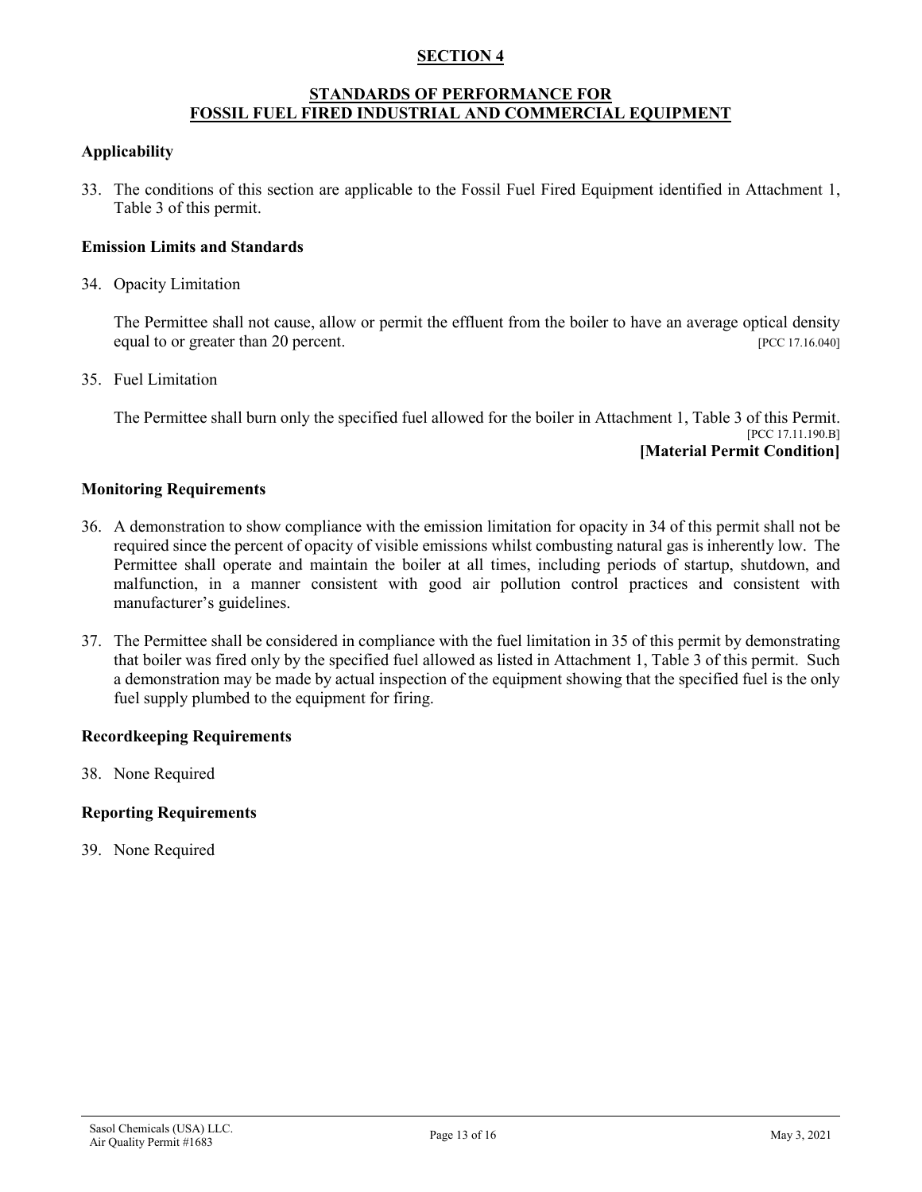# SECTION 4

## STANDARDS OF PERFORMANCE FOR FOSSIL FUEL FIRED INDUSTRIAL AND COMMERCIAL EQUIPMENT

### Applicability

33. The conditions of this section are applicable to the Fossil Fuel Fired Equipment identified in Attachment 1, Table 3 of this permit.

### Emission Limits and Standards

34. Opacity Limitation

    The Permittee shall not cause, allow or permit the effluent from the boiler to have an average optical density equal to or greater than 20 percent. [PCC 17.16.040]

35. Fuel Limitation

    The Permittee shall burn only the specified fuel allowed for the boiler in Attachment 1, Table 3 of this Permit. [PCC 17.11.190.B]
    **[Material Permit Condition]**

### Monitoring Requirements

36. A demonstration to show compliance with the emission limitation for opacity in 34 of this permit shall not be required since the percent of opacity of visible emissions whilst combusting natural gas is inherently low. The Permittee shall operate and maintain the boiler at all times, including periods of startup, shutdown, and malfunction, in a manner consistent with good air pollution control practices and consistent with manufacturer's guidelines.

37. The Permittee shall be considered in compliance with the fuel limitation in 35 of this permit by demonstrating that boiler was fired only by the specified fuel allowed as listed in Attachment 1, Table 3 of this permit. Such a demonstration may be made by actual inspection of the equipment showing that the specified fuel is the only fuel supply plumbed to the equipment for firing.

### Recordkeeping Requirements

38. None Required

### Reporting Requirements

39. None Required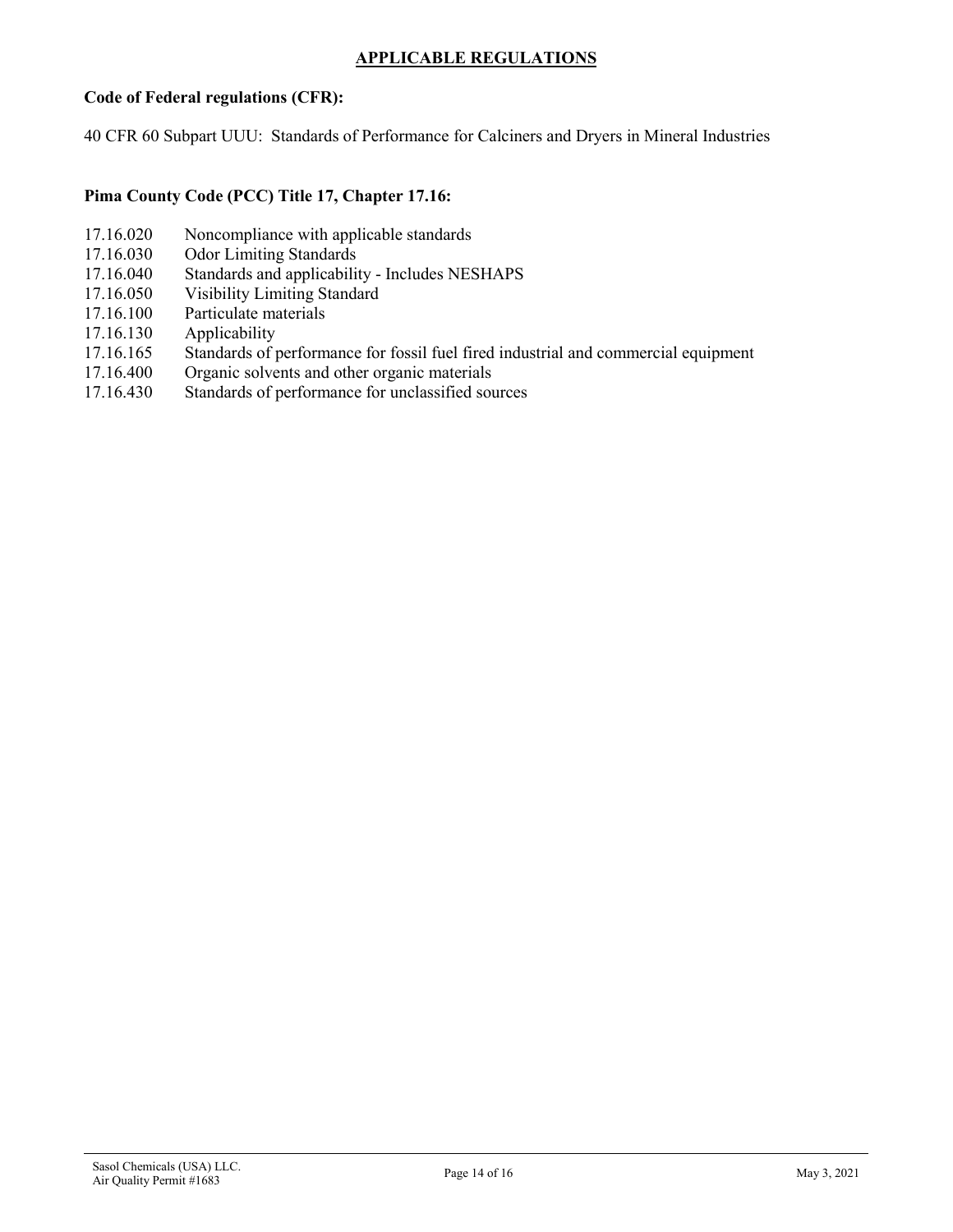# APPLICABLE REGULATIONS

**Code of Federal regulations (CFR):**

40 CFR 60 Subpart UUU: Standards of Performance for Calciners and Dryers in Mineral Industries

**Pima County Code (PCC) Title 17, Chapter 17.16:**

| | |
|---|---|
| 17.16.020 | Noncompliance with applicable standards |
| 17.16.030 | Odor Limiting Standards |
| 17.16.040 | Standards and applicability - Includes NESHAPS |
| 17.16.050 | Visibility Limiting Standard |
| 17.16.100 | Particulate materials |
| 17.16.130 | Applicability |
| 17.16.165 | Standards of performance for fossil fuel fired industrial and commercial equipment |
| 17.16.400 | Organic solvents and other organic materials |
| 17.16.430 | Standards of performance for unclassified sources |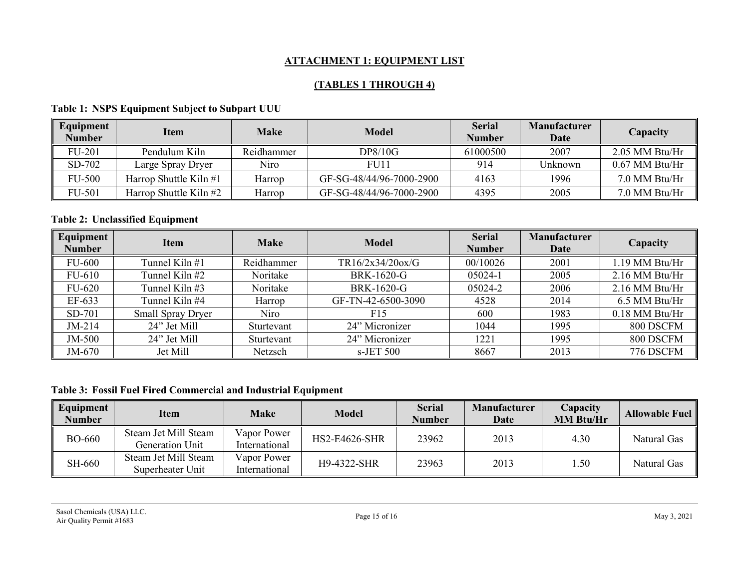## ATTACHMENT 1: EQUIPMENT LIST

## (TABLES 1 THROUGH 4)

**Table 1: NSPS Equipment Subject to Subpart UUU**

| Equipment Number | Item | Make | Model | Serial Number | Manufacturer Date | Capacity |
|---|---|---|---|---|---|---|
| FU-201 | Pendulum Kiln | Reidhammer | DP8/10G | 61000500 | 2007 | 2.05 MM Btu/Hr |
| SD-702 | Large Spray Dryer | Niro | FU11 | 914 | Unknown | 0.67 MM Btu/Hr |
| FU-500 | Harrop Shuttle Kiln #1 | Harrop | GF-SG-48/44/96-7000-2900 | 4163 | 1996 | 7.0 MM Btu/Hr |
| FU-501 | Harrop Shuttle Kiln #2 | Harrop | GF-SG-48/44/96-7000-2900 | 4395 | 2005 | 7.0 MM Btu/Hr |

**Table 2: Unclassified Equipment**

| Equipment Number | Item | Make | Model | Serial Number | Manufacturer Date | Capacity |
|---|---|---|---|---|---|---|
| FU-600 | Tunnel Kiln #1 | Reidhammer | TR16/2x34/20ox/G | 00/10026 | 2001 | 1.19 MM Btu/Hr |
| FU-610 | Tunnel Kiln #2 | Noritake | BRK-1620-G | 05024-1 | 2005 | 2.16 MM Btu/Hr |
| FU-620 | Tunnel Kiln #3 | Noritake | BRK-1620-G | 05024-2 | 2006 | 2.16 MM Btu/Hr |
| EF-633 | Tunnel Kiln #4 | Harrop | GF-TN-42-6500-3090 | 4528 | 2014 | 6.5 MM Btu/Hr |
| SD-701 | Small Spray Dryer | Niro | F15 | 600 | 1983 | 0.18 MM Btu/Hr |
| JM-214 | 24" Jet Mill | Sturtevant | 24" Micronizer | 1044 | 1995 | 800 DSCFM |
| JM-500 | 24" Jet Mill | Sturtevant | 24" Micronizer | 1221 | 1995 | 800 DSCFM |
| JM-670 | Jet Mill | Netzsch | s-JET 500 | 8667 | 2013 | 776 DSCFM |

**Table 3: Fossil Fuel Fired Commercial and Industrial Equipment**

| Equipment Number | Item | Make | Model | Serial Number | Manufacturer Date | Capacity MM Btu/Hr | Allowable Fuel |
|---|---|---|---|---|---|---|---|
| BO-660 | Steam Jet Mill Steam Generation Unit | Vapor Power International | HS2-E4626-SHR | 23962 | 2013 | 4.30 | Natural Gas |
| SH-660 | Steam Jet Mill Steam Superheater Unit | Vapor Power International | H9-4322-SHR | 23963 | 2013 | 1.50 | Natural Gas |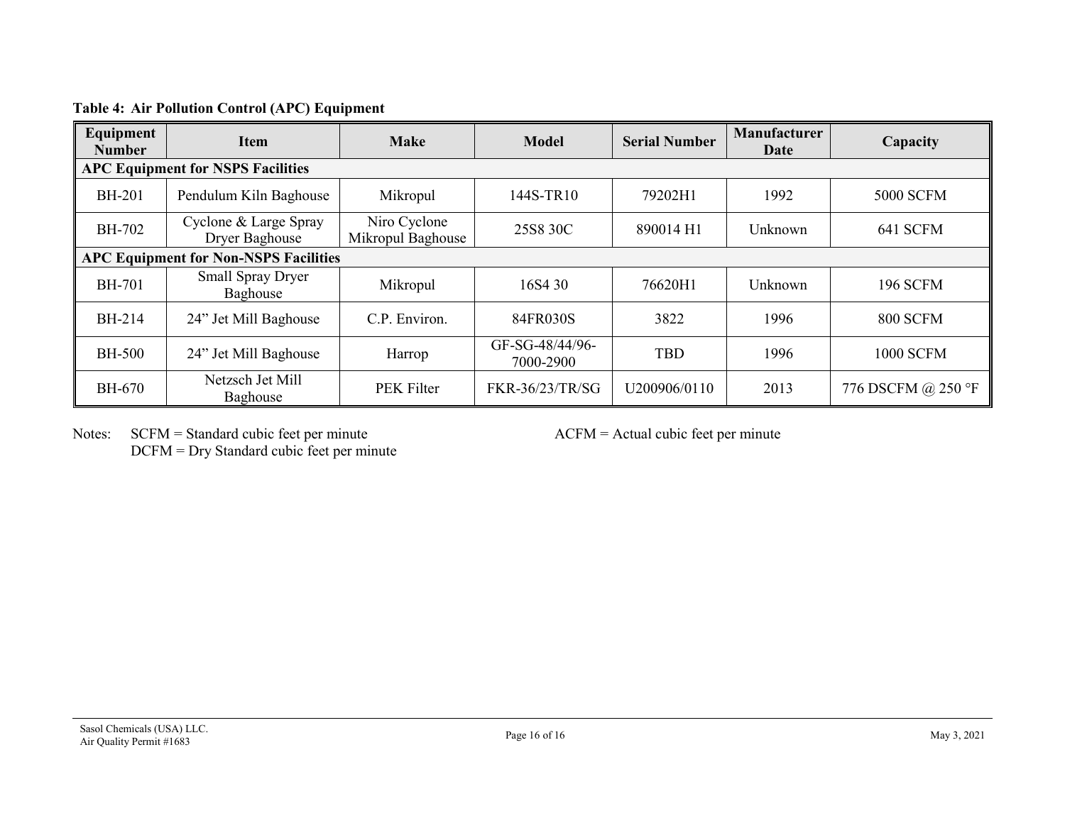**Table 4: Air Pollution Control (APC) Equipment**

| Equipment Number | Item | Make | Model | Serial Number | Manufacturer Date | Capacity |
|---|---|---|---|---|---|---|
| **APC Equipment for NSPS Facilities** | | | | | | |
| BH-201 | Pendulum Kiln Baghouse | Mikropul | 144S-TR10 | 79202H1 | 1992 | 5000 SCFM |
| BH-702 | Cyclone & Large Spray Dryer Baghouse | Niro Cyclone Mikropul Baghouse | 25S8 30C | 890014 H1 | Unknown | 641 SCFM |
| **APC Equipment for Non-NSPS Facilities** | | | | | | |
| BH-701 | Small Spray Dryer Baghouse | Mikropul | 16S4 30 | 76620H1 | Unknown | 196 SCFM |
| BH-214 | 24" Jet Mill Baghouse | C.P. Environ. | 84FR030S | 3822 | 1996 | 800 SCFM |
| BH-500 | 24" Jet Mill Baghouse | Harrop | GF-SG-48/44/96-7000-2900 | TBD | 1996 | 1000 SCFM |
| BH-670 | Netzsch Jet Mill Baghouse | PEK Filter | FKR-36/23/TR/SG | U200906/0110 | 2013 | 776 DSCFM @ 250 °F |

Notes: SCFM = Standard cubic feet per minute
DCFM = Dry Standard cubic feet per minute
ACFM = Actual cubic feet per minute